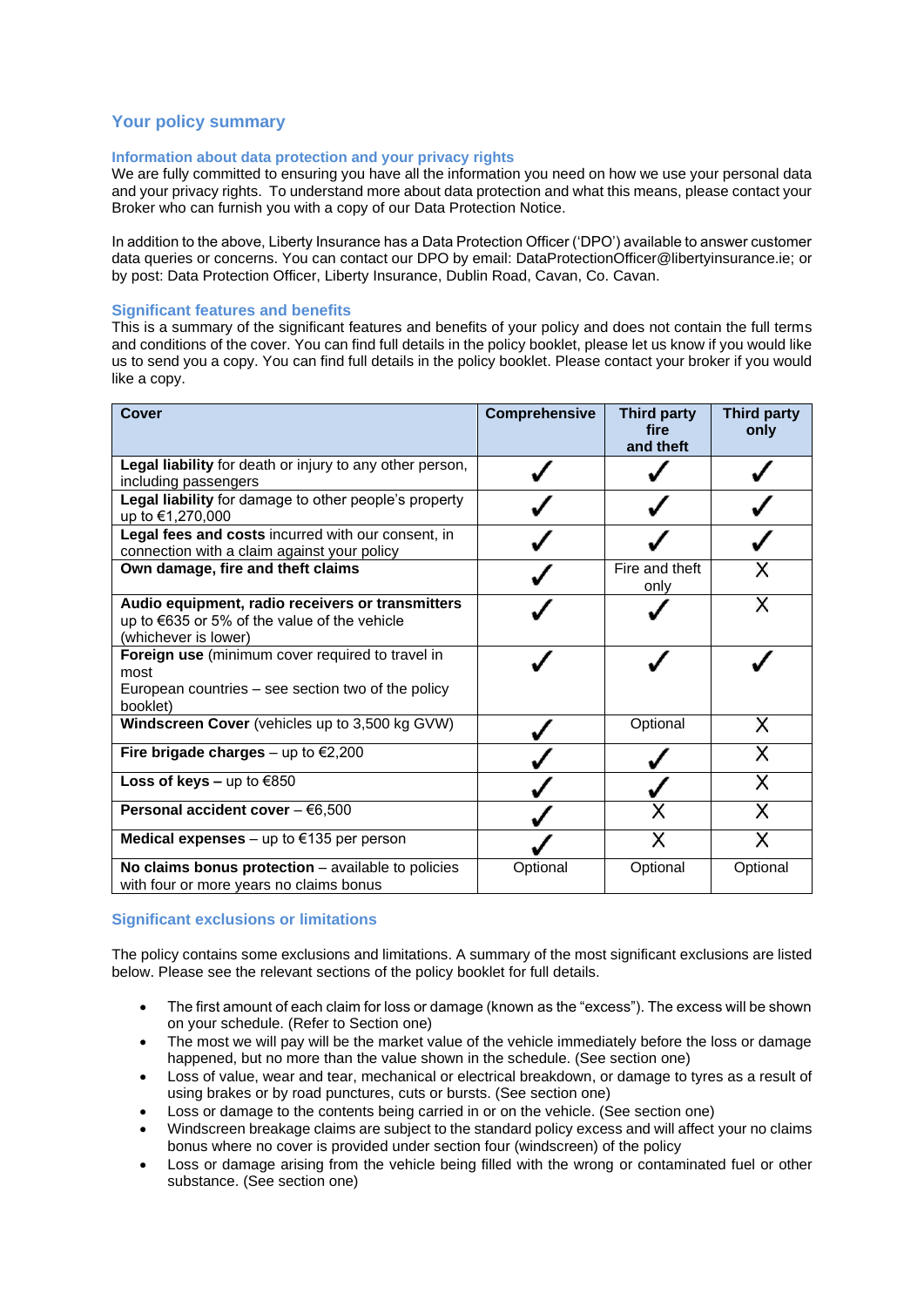## Your policy summary

### Information about data protection and your privacy rights

We are fully committed to ensuring you have all the information you need on how we use your personal data and your privacy rights. To understand more about data protection and what this means, please contact your Broker who can furnish you with a copy of our Data Protection Notice.

In addition to the above, Liberty Insurance has a Data Protection Officer ('DPO') available to answer customer data queries or concerns. You can contact our DPO by email: DataProtectionOfficer@libertyinsurance.ie; or by post: Data Protection Officer, Liberty Insurance, Dublin Road, Cavan, Co. Cavan.

### Significant features and benefits

This is a summary of the significant features and benefits of your policy and does not contain the full terms and conditions of the cover. You can find full details in the policy booklet, please let us know if you would like us to send you a copy. You can find full details in the policy booklet. Please contact your broker if you would like a copy.

| Cover | Comprehensive | Third party fire and theft | Third party only |
|---|---|---|---|
| **Legal liability** for death or injury to any other person, including passengers | ✓ | ✓ | ✓ |
| **Legal liability** for damage to other people's property up to €1,270,000 | ✓ | ✓ | ✓ |
| **Legal fees and costs** incurred with our consent, in connection with a claim against your policy | ✓ | ✓ | ✓ |
| **Own damage, fire and theft claims** | ✓ | Fire and theft only | X |
| **Audio equipment, radio receivers or transmitters** up to €635 or 5% of the value of the vehicle (whichever is lower) | ✓ | ✓ | X |
| **Foreign use** (minimum cover required to travel in most European countries – see section two of the policy booklet) | ✓ | ✓ | ✓ |
| **Windscreen Cover** (vehicles up to 3,500 kg GVW) | ✓ | Optional | X |
| **Fire brigade charges** – up to €2,200 | ✓ | ✓ | X |
| **Loss of keys –** up to €850 | ✓ | ✓ | X |
| **Personal accident cover** – €6,500 | ✓ | X | X |
| **Medical expenses** – up to €135 per person | ✓ | X | X |
| **No claims bonus protection** – available to policies with four or more years no claims bonus | Optional | Optional | Optional |

### Significant exclusions or limitations

The policy contains some exclusions and limitations. A summary of the most significant exclusions are listed below. Please see the relevant sections of the policy booklet for full details.

- The first amount of each claim for loss or damage (known as the "excess"). The excess will be shown on your schedule. (Refer to Section one)
- The most we will pay will be the market value of the vehicle immediately before the loss or damage happened, but no more than the value shown in the schedule. (See section one)
- Loss of value, wear and tear, mechanical or electrical breakdown, or damage to tyres as a result of using brakes or by road punctures, cuts or bursts. (See section one)
- Loss or damage to the contents being carried in or on the vehicle. (See section one)
- Windscreen breakage claims are subject to the standard policy excess and will affect your no claims bonus where no cover is provided under section four (windscreen) of the policy
- Loss or damage arising from the vehicle being filled with the wrong or contaminated fuel or other substance. (See section one)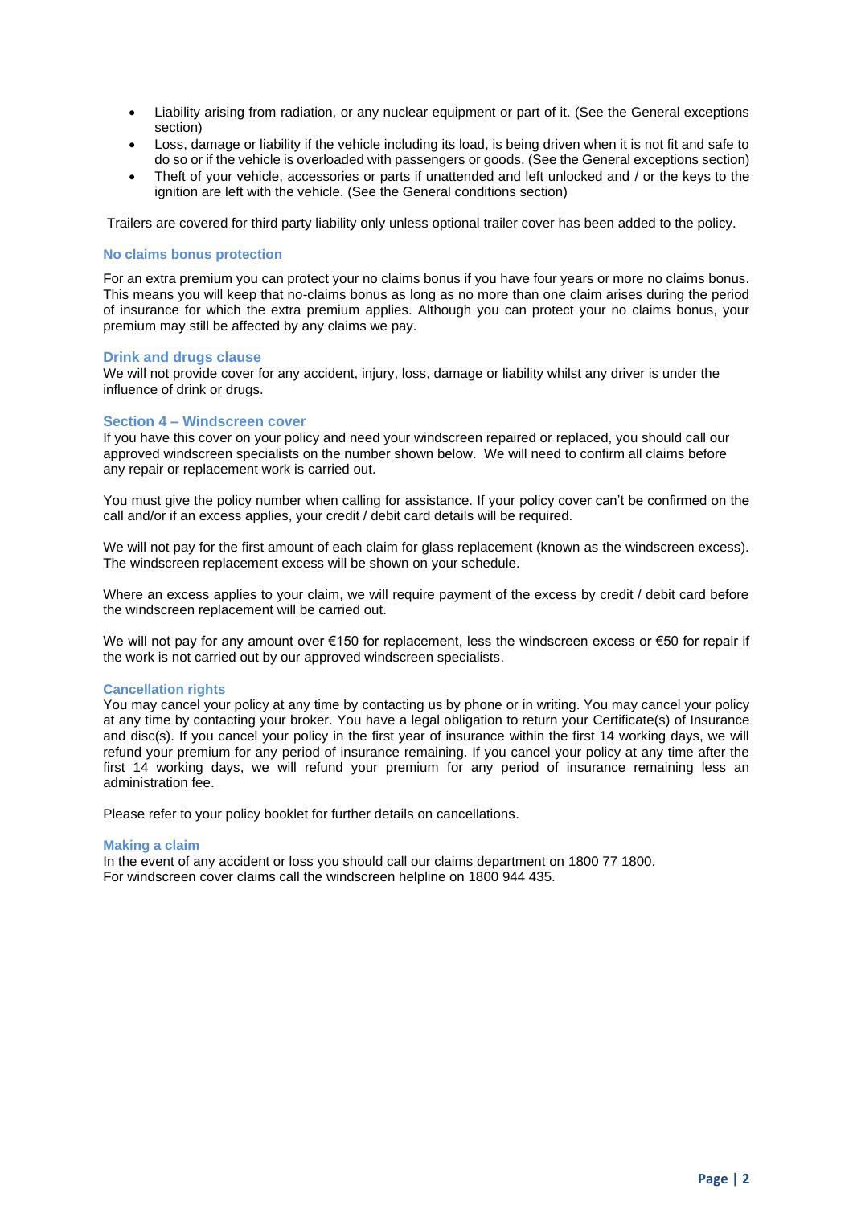- Liability arising from radiation, or any nuclear equipment or part of it. (See the General exceptions section)
- Loss, damage or liability if the vehicle including its load, is being driven when it is not fit and safe to do so or if the vehicle is overloaded with passengers or goods. (See the General exceptions section)
- Theft of your vehicle, accessories or parts if unattended and left unlocked and / or the keys to the ignition are left with the vehicle. (See the General conditions section)

Trailers are covered for third party liability only unless optional trailer cover has been added to the policy.

### No claims bonus protection

For an extra premium you can protect your no claims bonus if you have four years or more no claims bonus. This means you will keep that no-claims bonus as long as no more than one claim arises during the period of insurance for which the extra premium applies. Although you can protect your no claims bonus, your premium may still be affected by any claims we pay.

### Drink and drugs clause

We will not provide cover for any accident, injury, loss, damage or liability whilst any driver is under the influence of drink or drugs.

### Section 4 – Windscreen cover

If you have this cover on your policy and need your windscreen repaired or replaced, you should call our approved windscreen specialists on the number shown below. We will need to confirm all claims before any repair or replacement work is carried out.

You must give the policy number when calling for assistance. If your policy cover can't be confirmed on the call and/or if an excess applies, your credit / debit card details will be required.

We will not pay for the first amount of each claim for glass replacement (known as the windscreen excess). The windscreen replacement excess will be shown on your schedule.

Where an excess applies to your claim, we will require payment of the excess by credit / debit card before the windscreen replacement will be carried out.

We will not pay for any amount over €150 for replacement, less the windscreen excess or €50 for repair if the work is not carried out by our approved windscreen specialists.

### Cancellation rights

You may cancel your policy at any time by contacting us by phone or in writing. You may cancel your policy at any time by contacting your broker. You have a legal obligation to return your Certificate(s) of Insurance and disc(s). If you cancel your policy in the first year of insurance within the first 14 working days, we will refund your premium for any period of insurance remaining. If you cancel your policy at any time after the first 14 working days, we will refund your premium for any period of insurance remaining less an administration fee.

Please refer to your policy booklet for further details on cancellations.

### Making a claim

In the event of any accident or loss you should call our claims department on 1800 77 1800.
For windscreen cover claims call the windscreen helpline on 1800 944 435.